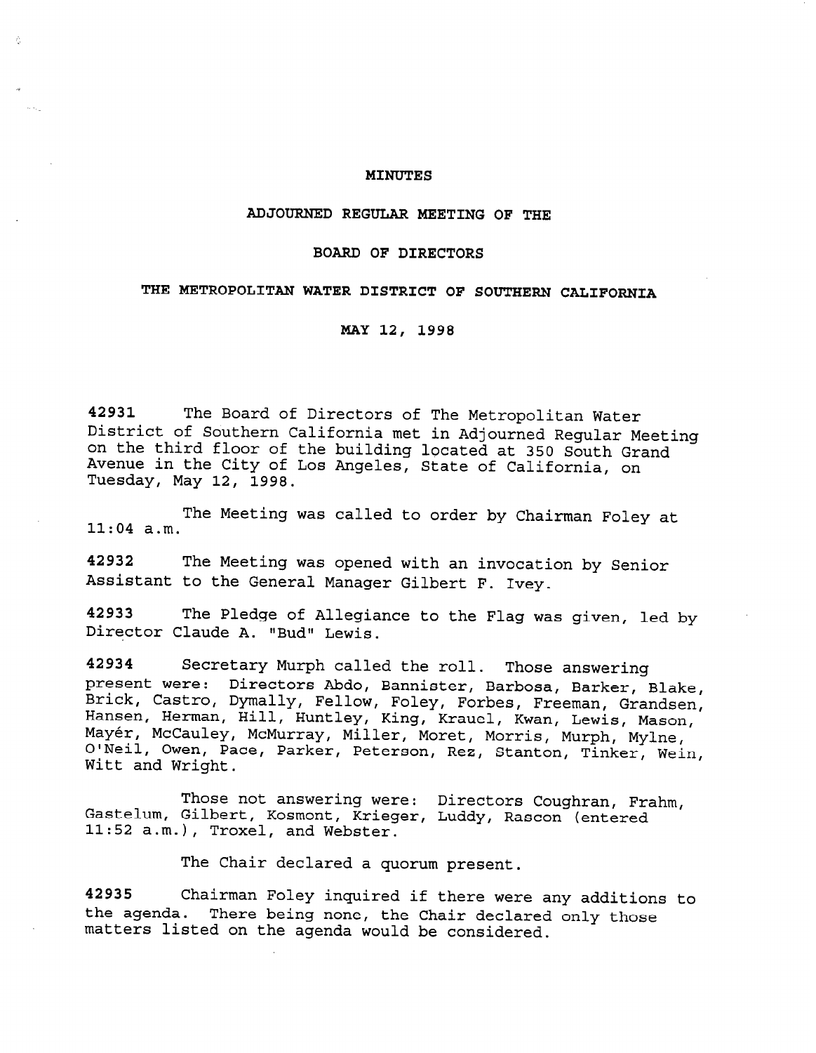# MINUTES

## ADJOURNED REGULAR MEETING OF THE

## BOARD OF DIRECTORS

## THE METROPOLITAN WATER DISTRICT OF SOUTHERN CALIFORNIA

## MAY 12, 1998

**42931** The Board of Directors of The Metropolitan Water District of Southern California met in Adjourned Regular Meeting on the third floor of the building located at 350 South Grand Avenue in the City of Los Angeles, State of California, on Tuesday, May 12, 1998.

The Meeting was called to order by Chairman Foley at 11:04 a.m.

**42932** The Meeting was opened with an invocation by Senior Assistant to the General Manager Gilbert F. Ivey.

**42933** The Pledge of Allegiance to the Flag was given, led by Director Claude A. "Bud" Lewis.

**42934** Secretary Murph called the roll. Those answering present were: Directors Abdo, Bannister, Barbosa, Barker, Blake, Brick, Castro, Dymally, Fellow, Foley, Forbes, Freeman, Grandsen, Hansen, Herman, Hill, Huntley, King, Kraucl, Kwan, Lewis, Mason, Mayér, McCauley, McMurray, Miller, Moret, Morris, Murph, Mylne, O'Neil, Owen, Pace, Parker, Peterson, Rez, Stanton, Tinker, Wein, Witt and Wright.

Those not answering were: Directors Coughran, Frahm, Gastelum, Gilbert, Kosmont, Krieger, Luddy, Rascon (entered 11:52 a.m.), Troxel, and Webster.

The Chair declared a quorum present.

**42935** Chairman Foley inquired if there were any additions to the agenda. There being none, the Chair declared only those matters listed on the agenda would be considered.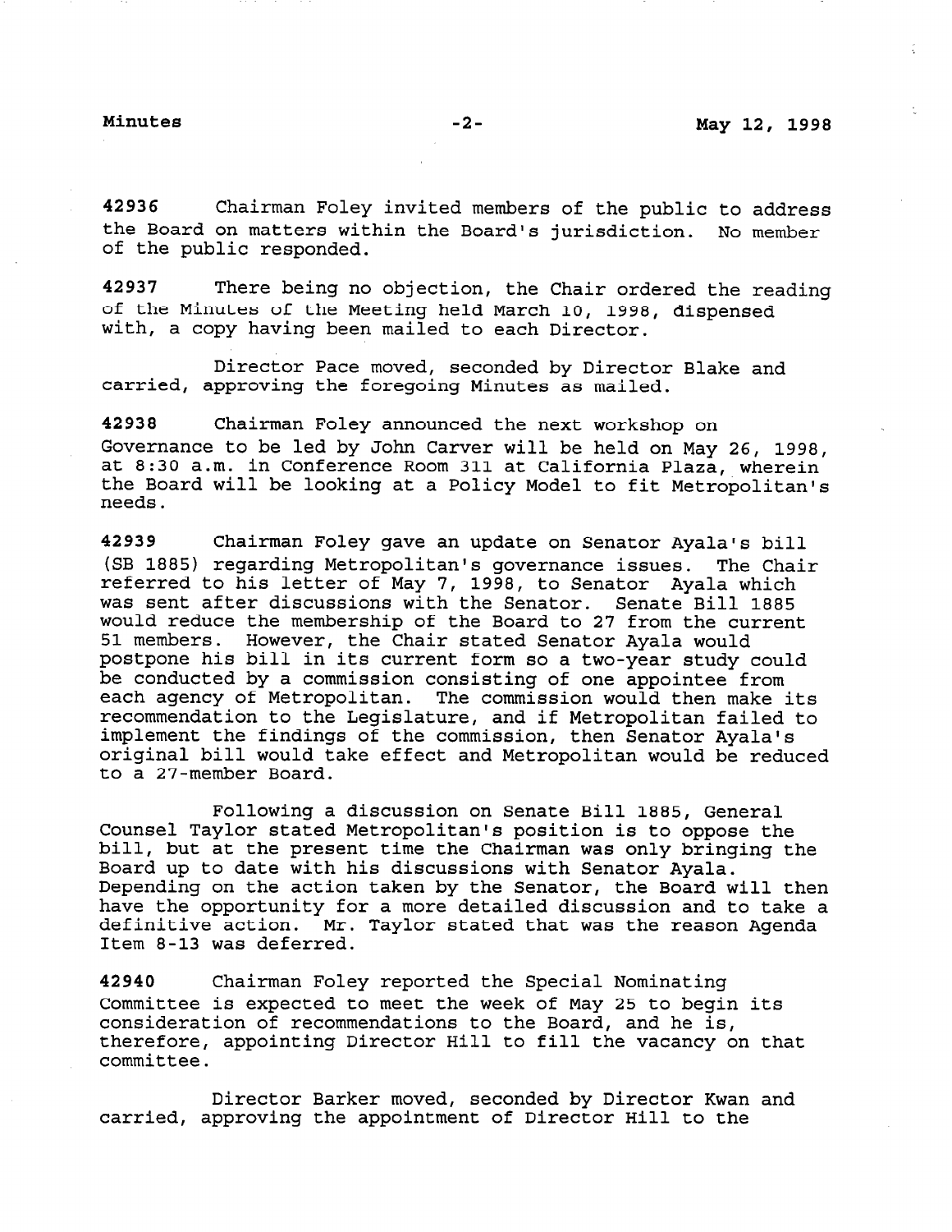**42936** Chairman Foley invited members of the public to address the Board on matters within the Board's jurisdiction. No member of the public responded.

**42937** There being no objection, the Chair ordered the reading of the Minutes of the Meeting held March 10, 1998, dispensed with, a copy having been mailed to each Director.

Director Pace moved, seconded by Director Blake and carried, approving the foregoing Minutes as mailed.

**42938** Chairman Foley announced the next workshop on Governance to be led by John Carver will be held on May 26, 1998, at 8:30 a.m. in Conference Room 311 at California Plaza, wherein the Board will be looking at a Policy Model to fit Metropolitan's needs.

**42939** Chairman Foley gave an update on Senator Ayala's bill (SB 1885) regarding Metropolitan's governance issues. The Chair referred to his letter of May 7, 1998, to Senator Ayala which was sent after discussions with the Senator. Senate Bill 1885 would reduce the membership of the Board to 27 from the current 51 members. However, the Chair stated Senator Ayala would postpone his bill in its current form so a two-year study could be conducted by a commission consisting of one appointee from each agency of Metropolitan. The commission would then make its recommendation to the Legislature, and if Metropolitan failed to implement the findings of the commission, then Senator Ayala's original bill would take effect and Metropolitan would be reduced to a 27-member Board.

Following a discussion on Senate Bill 1885, General Counsel Taylor stated Metropolitan's position is to oppose the bill, but at the present time the Chairman was only bringing the Board up to date with his discussions with Senator Ayala. Depending on the action taken by the Senator, the Board will then have the opportunity for a more detailed discussion and to take a definitive action. Mr. Taylor stated that was the reason Agenda Item 8-13 was deferred.

**42940** Chairman Foley reported the Special Nominating Committee is expected to meet the week of May 25 to begin its consideration of recommendations to the Board, and he is, therefore, appointing Director Hill to fill the vacancy on that committee.

Director Barker moved, seconded by Director Kwan and carried, approving the appointment of Director Hill to the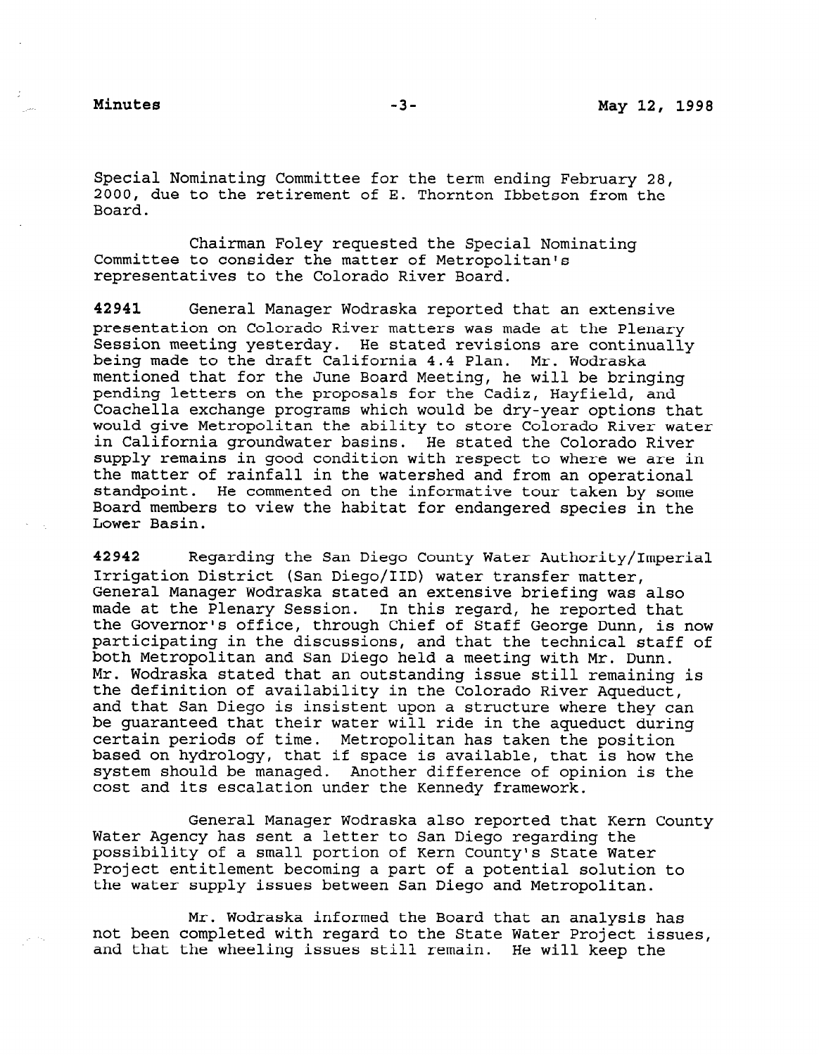Special Nominating Committee for the term ending February 28, 2000, due to the retirement of E. Thornton Ibbetson from the Board.

Chairman Foley requested the Special Nominating Committee to consider the matter of Metropolitan's representatives to the Colorado River Board.

**42941** General Manager Wodraska reported that an extensive presentation on Colorado River matters was made at the Plenary Session meeting yesterday. He stated revisions are continually being made to the draft California 4.4 Plan. Mr. Wodraska mentioned that for the June Board Meeting, he will be bringing pending letters on the proposals for the Cadiz, Hayfield, and Coachella exchange programs which would be dry-year options that would give Metropolitan the ability to store Colorado River water in California groundwater basins. He stated the Colorado River supply remains in good condition with respect to where we are in the matter of rainfall in the watershed and from an operational standpoint. He commented on the informative tour taken by some Board members to view the habitat for endangered species in the Lower Basin.

**42942** Regarding the San Diego County Water Authority/Imperial Irrigation District (San Diego/IID) water transfer matter, General Manager Wodraska stated an extensive briefing was also made at the Plenary Session. In this regard, he reported that the Governor's office, through Chief of Staff George Dunn, is now participating in the discussions, and that the technical staff of both Metropolitan and San Diego held a meeting with Mr. Dunn. Mr. Wodraska stated that an outstanding issue still remaining is the definition of availability in the Colorado River Aqueduct, and that San Diego is insistent upon a structure where they can be guaranteed that their water will ride in the aqueduct during certain periods of time. Metropolitan has taken the position based on hydrology, that if space is available, that is how the system should be managed. Another difference of opinion is the cost and its escalation under the Kennedy framework.

General Manager Wodraska also reported that Kern County Water Agency has sent a letter to San Diego regarding the possibility of a small portion of Kern County's State Water Project entitlement becoming a part of a potential solution to the water supply issues between San Diego and Metropolitan.

Mr. Wodraska informed the Board that an analysis has not been completed with regard to the State Water Project issues, and that the wheeling issues still remain. He will keep the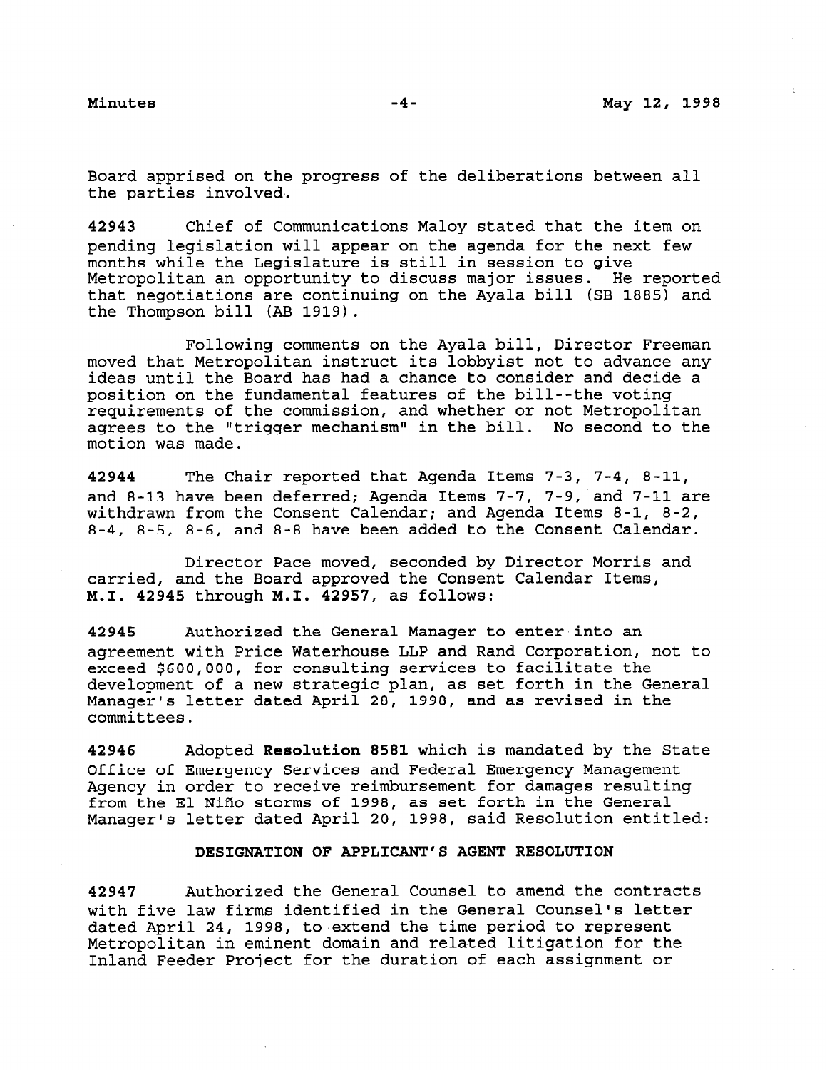Board apprised on the progress of the deliberations between all the parties involved.

**42943** Chief of Communications Maloy stated that the item on pending legislation will appear on the agenda for the next few months while the Legislature is still in session to give Metropolitan an opportunity to discuss major issues. He reported that negotiations are continuing on the Ayala bill (SB 1885) and the Thompson bill (AB 1919).

Following comments on the Ayala bill, Director Freeman moved that Metropolitan instruct its lobbyist not to advance any ideas until the Board has had a chance to consider and decide a position on the fundamental features of the bill--the voting requirements of the commission, and whether or not Metropolitan agrees to the "trigger mechanism" in the bill. No second to the motion was made.

**42944** The Chair reported that Agenda Items 7-3, 7-4, 8-11, and 8-13 have been deferred; Agenda Items 7-7, 7-9, and 7-11 are withdrawn from the Consent Calendar; and Agenda Items 8-1, 8-2, 8-4, 8-5, 8-6, and 8-8 have been added to the Consent Calendar.

Director Pace moved, seconded by Director Morris and carried, and the Board approved the Consent Calendar Items, **M.I. 42945** through **M.I. 42957**, as follows:

**42945** Authorized the General Manager to enter into an agreement with Price Waterhouse LLP and Rand Corporation, not to exceed $600,000, for consulting services to facilitate the development of a new strategic plan, as set forth in the General Manager's letter dated April 28, 1998, and as revised in the committees.

**42946** Adopted **Resolution 8581** which is mandated by the State Office of Emergency Services and Federal Emergency Management Agency in order to receive reimbursement for damages resulting from the El Niño storms of 1998, as set forth in the General Manager's letter dated April 20, 1998, said Resolution entitled:

**DESIGNATION OF APPLICANT'S AGENT RESOLUTION**

**42947** Authorized the General Counsel to amend the contracts with five law firms identified in the General Counsel's letter dated April 24, 1998, to extend the time period to represent Metropolitan in eminent domain and related litigation for the Inland Feeder Project for the duration of each assignment or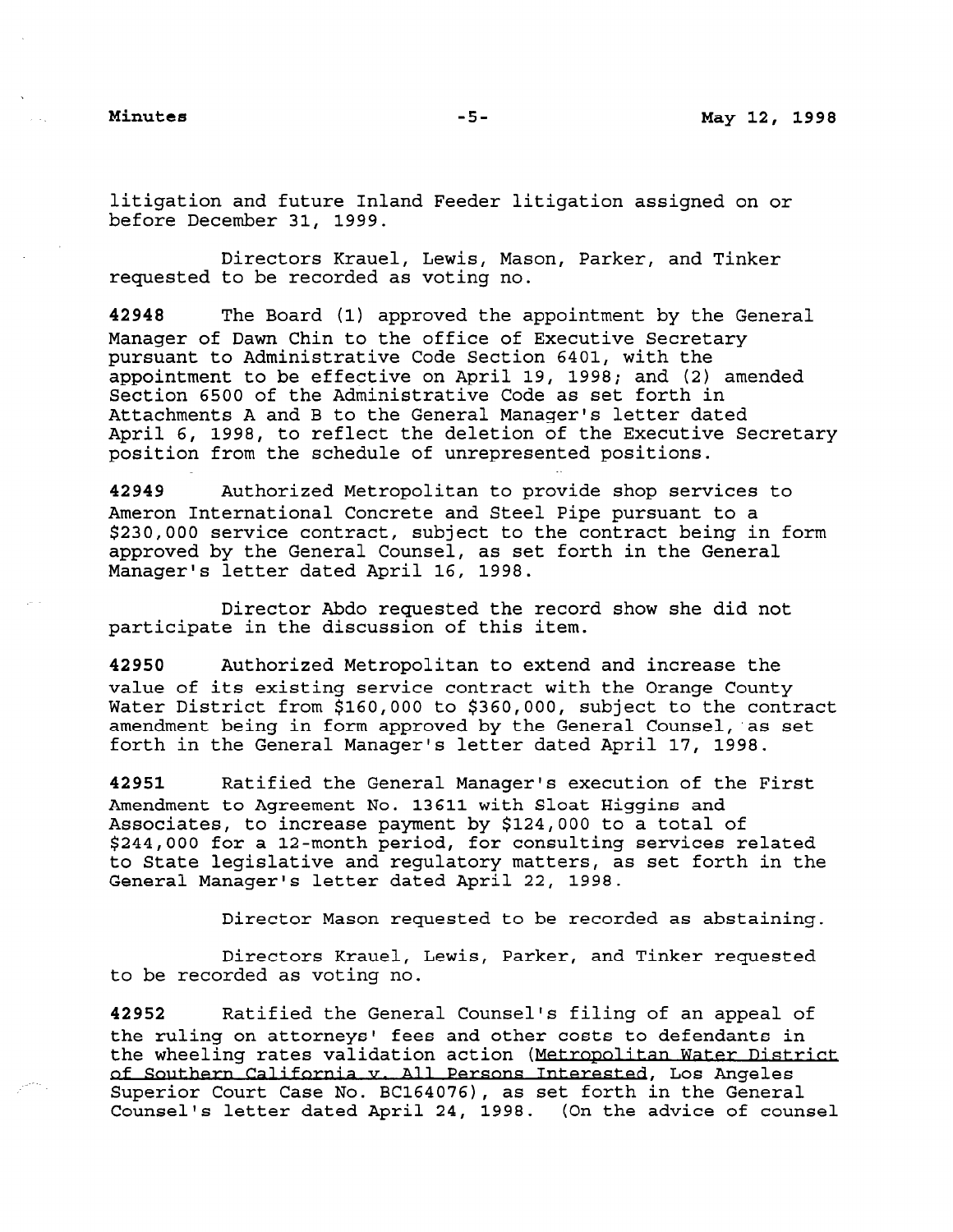litigation and future Inland Feeder litigation assigned on or before December 31, 1999.

Directors Krauel, Lewis, Mason, Parker, and Tinker requested to be recorded as voting no.

**42948** The Board (1) approved the appointment by the General Manager of Dawn Chin to the office of Executive Secretary pursuant to Administrative Code Section 6401, with the appointment to be effective on April 19, 1998; and (2) amended Section 6500 of the Administrative Code as set forth in Attachments A and B to the General Manager's letter dated April 6, 1998, to reflect the deletion of the Executive Secretary position from the schedule of unrepresented positions.

**42949** Authorized Metropolitan to provide shop services to Ameron International Concrete and Steel Pipe pursuant to a $230,000 service contract, subject to the contract being in form approved by the General Counsel, as set forth in the General Manager's letter dated April 16, 1998.

Director Abdo requested the record show she did not participate in the discussion of this item.

**42950** Authorized Metropolitan to extend and increase the value of its existing service contract with the Orange County Water District from $160,000 to $360,000, subject to the contract amendment being in form approved by the General Counsel, as set forth in the General Manager's letter dated April 17, 1998.

**42951** Ratified the General Manager's execution of the First Amendment to Agreement No. 13611 with Sloat Higgins and Associates, to increase payment by $124,000 to a total of $244,000 for a 12-month period, for consulting services related to State legislative and regulatory matters, as set forth in the General Manager's letter dated April 22, 1998.

Director Mason requested to be recorded as abstaining.

Directors Krauel, Lewis, Parker, and Tinker requested to be recorded as voting no.

**42952** Ratified the General Counsel's filing of an appeal of the ruling on attorneys' fees and other costs to defendants in the wheeling rates validation action (Metropolitan Water District of Southern California v. All Persons Interested, Los Angeles Superior Court Case No. BC164076), as set forth in the General Counsel's letter dated April 24, 1998. (On the advice of counsel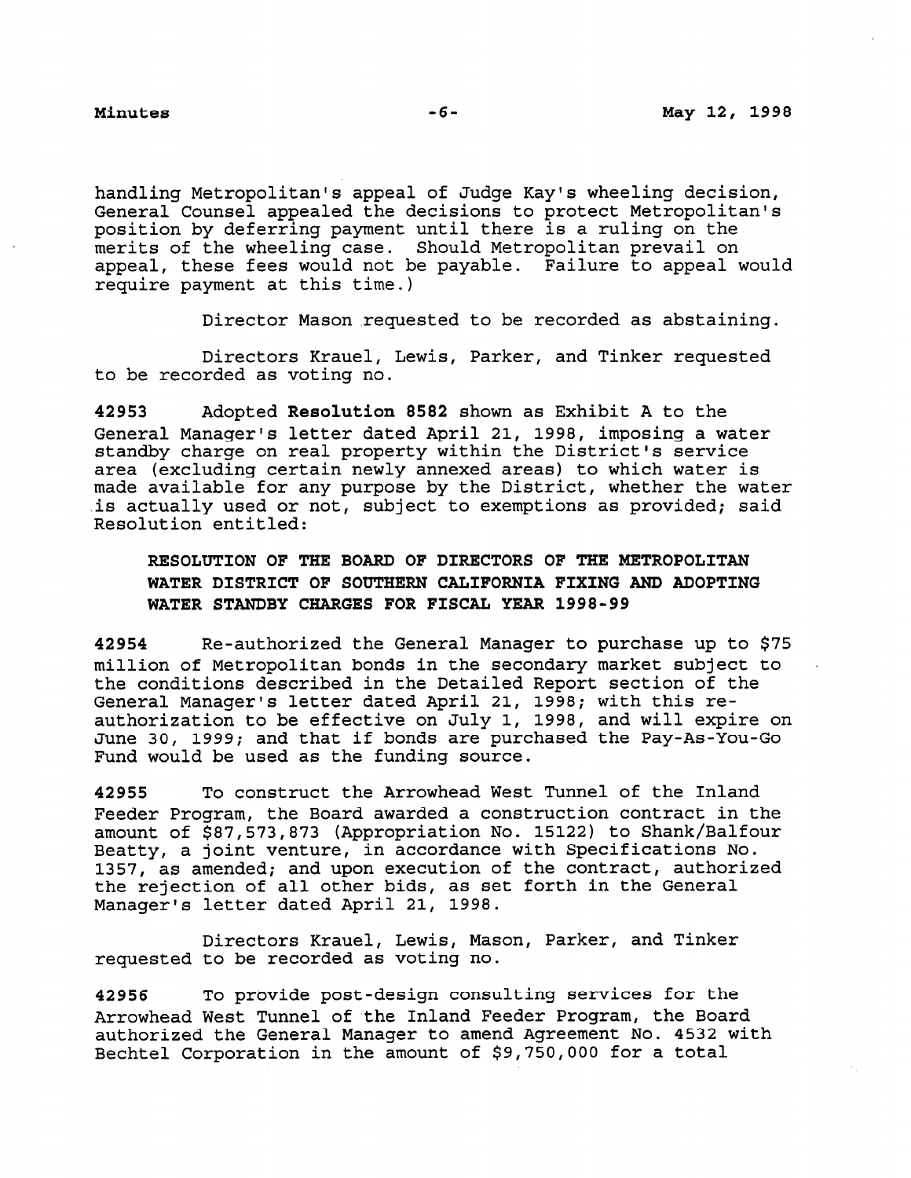handling Metropolitan's appeal of Judge Kay's wheeling decision, General Counsel appealed the decisions to protect Metropolitan's position by deferring payment until there is a ruling on the merits of the wheeling case. Should Metropolitan prevail on appeal, these fees would not be payable. Failure to appeal would require payment at this time.)

Director Mason requested to be recorded as abstaining.

Directors Krauel, Lewis, Parker, and Tinker requested to be recorded as voting no.

**42953** Adopted **Resolution 8582** shown as Exhibit A to the General Manager's letter dated April 21, 1998, imposing a water standby charge on real property within the District's service area (excluding certain newly annexed areas) to which water is made available for any purpose by the District, whether the water is actually used or not, subject to exemptions as provided; said Resolution entitled:

**RESOLUTION OF THE BOARD OF DIRECTORS OF THE METROPOLITAN WATER DISTRICT OF SOUTHERN CALIFORNIA FIXING AND ADOPTING WATER STANDBY CHARGES FOR FISCAL YEAR 1998-99**

**42954** Re-authorized the General Manager to purchase up to $75 million of Metropolitan bonds in the secondary market subject to the conditions described in the Detailed Report section of the General Manager's letter dated April 21, 1998; with this re-authorization to be effective on July 1, 1998, and will expire on June 30, 1999; and that if bonds are purchased the Pay-As-You-Go Fund would be used as the funding source.

**42955** To construct the Arrowhead West Tunnel of the Inland Feeder Program, the Board awarded a construction contract in the amount of $87,573,873 (Appropriation No. 15122) to Shank/Balfour Beatty, a joint venture, in accordance with Specifications No. 1357, as amended; and upon execution of the contract, authorized the rejection of all other bids, as set forth in the General Manager's letter dated April 21, 1998.

Directors Krauel, Lewis, Mason, Parker, and Tinker requested to be recorded as voting no.

**42956** To provide post-design consulting services for the Arrowhead West Tunnel of the Inland Feeder Program, the Board authorized the General Manager to amend Agreement No. 4532 with Bechtel Corporation in the amount of $9,750,000 for a total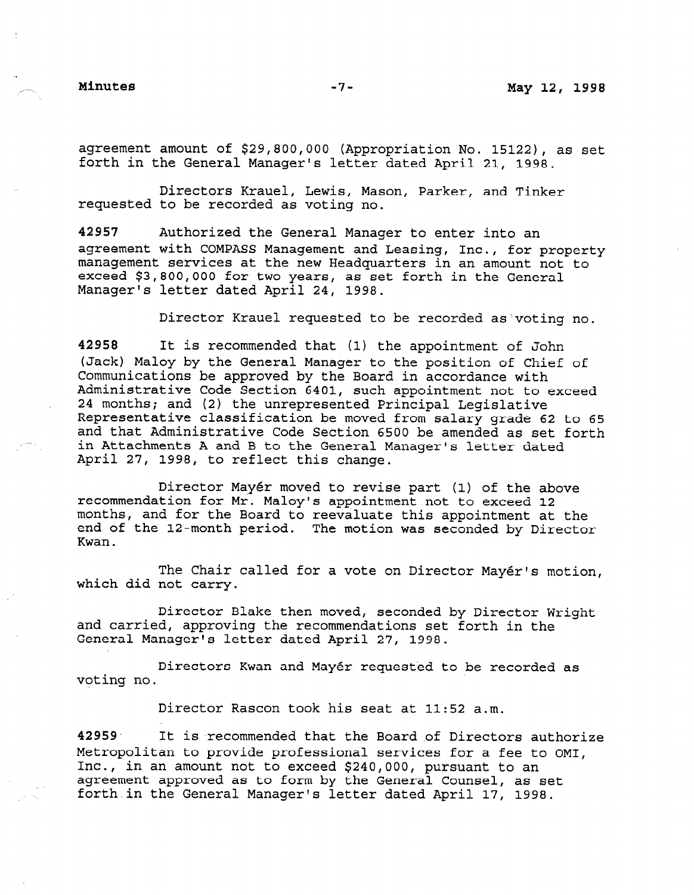agreement amount of $29,800,000 (Appropriation No. 15122), as set forth in the General Manager's letter dated April 21, 1998.

Directors Krauel, Lewis, Mason, Parker, and Tinker requested to be recorded as voting no.

**42957** Authorized the General Manager to enter into an agreement with COMPASS Management and Leasing, Inc., for property management services at the new Headquarters in an amount not to exceed $3,800,000 for two years, as set forth in the General Manager's letter dated April 24, 1998.

Director Krauel requested to be recorded as voting no.

**42958** It is recommended that (1) the appointment of John (Jack) Maloy by the General Manager to the position of Chief of Communications be approved by the Board in accordance with Administrative Code Section 6401, such appointment not to exceed 24 months; and (2) the unrepresented Principal Legislative Representative classification be moved from salary grade 62 to 65 and that Administrative Code Section 6500 be amended as set forth in Attachments A and B to the General Manager's letter dated April 27, 1998, to reflect this change.

Director Mayér moved to revise part (1) of the above recommendation for Mr. Maloy's appointment not to exceed 12 months, and for the Board to reevaluate this appointment at the end of the 12-month period. The motion was seconded by Director Kwan.

The Chair called for a vote on Director Mayér's motion, which did not carry.

Director Blake then moved, seconded by Director Wright and carried, approving the recommendations set forth in the General Manager's letter dated April 27, 1998.

Directors Kwan and Mayér requested to be recorded as voting no.

Director Rascon took his seat at 11:52 a.m.

**42959** It is recommended that the Board of Directors authorize Metropolitan to provide professional services for a fee to OMI, Inc., in an amount not to exceed $240,000, pursuant to an agreement approved as to form by the General Counsel, as set forth in the General Manager's letter dated April 17, 1998.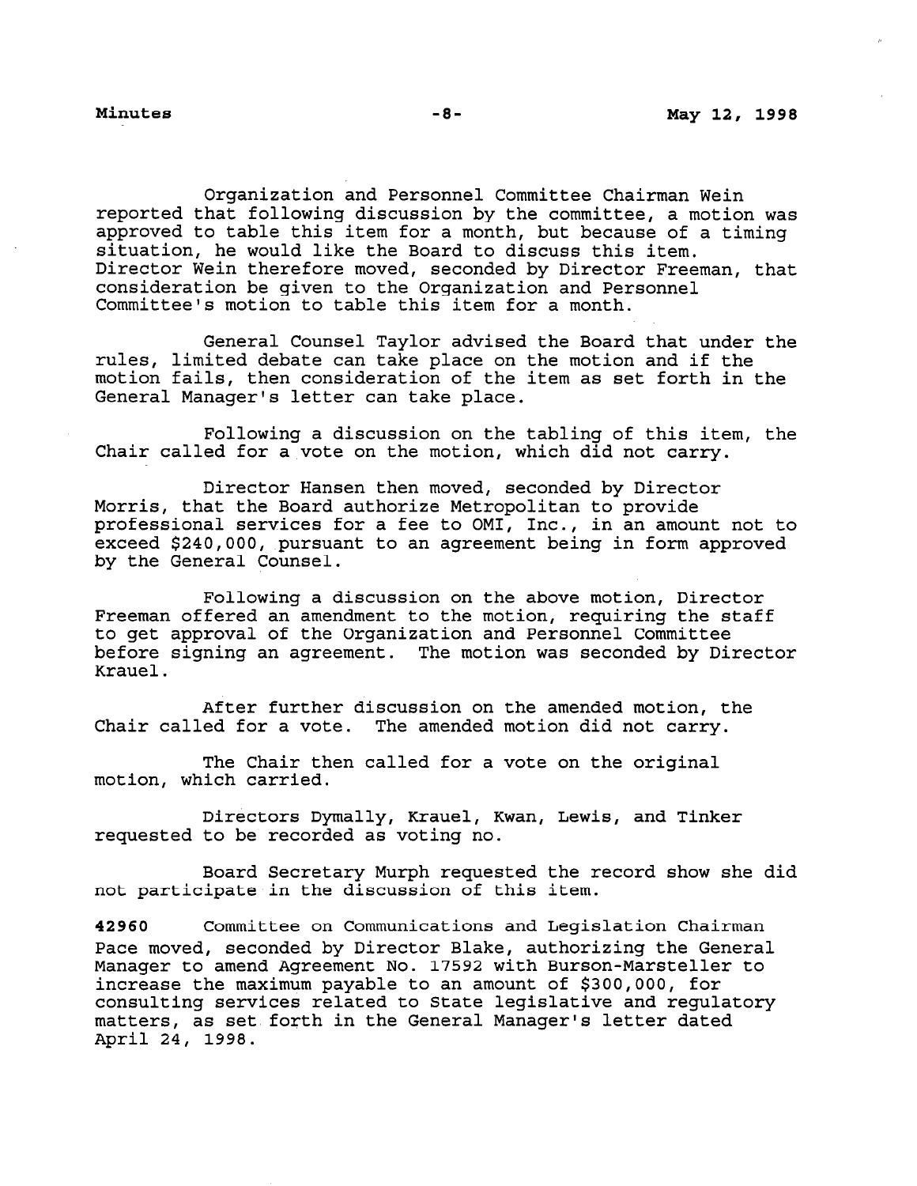Organization and Personnel Committee Chairman Wein reported that following discussion by the committee, a motion was approved to table this item for a month, but because of a timing situation, he would like the Board to discuss this item. Director Wein therefore moved, seconded by Director Freeman, that consideration be given to the Organization and Personnel Committee's motion to table this item for a month.

General Counsel Taylor advised the Board that under the rules, limited debate can take place on the motion and if the motion fails, then consideration of the item as set forth in the General Manager's letter can take place.

Following a discussion on the tabling of this item, the Chair called for a vote on the motion, which did not carry.

Director Hansen then moved, seconded by Director Morris, that the Board authorize Metropolitan to provide professional services for a fee to OMI, Inc., in an amount not to exceed $240,000, pursuant to an agreement being in form approved by the General Counsel.

Following a discussion on the above motion, Director Freeman offered an amendment to the motion, requiring the staff to get approval of the Organization and Personnel Committee before signing an agreement. The motion was seconded by Director Krauel.

After further discussion on the amended motion, the Chair called for a vote. The amended motion did not carry.

The Chair then called for a vote on the original motion, which carried.

Directors Dymally, Krauel, Kwan, Lewis, and Tinker requested to be recorded as voting no.

Board Secretary Murph requested the record show she did not participate in the discussion of this item.

**42960** Committee on Communications and Legislation Chairman Pace moved, seconded by Director Blake, authorizing the General Manager to amend Agreement No. 17592 with Burson-Marsteller to increase the maximum payable to an amount of $300,000, for consulting services related to State legislative and regulatory matters, as set forth in the General Manager's letter dated April 24, 1998.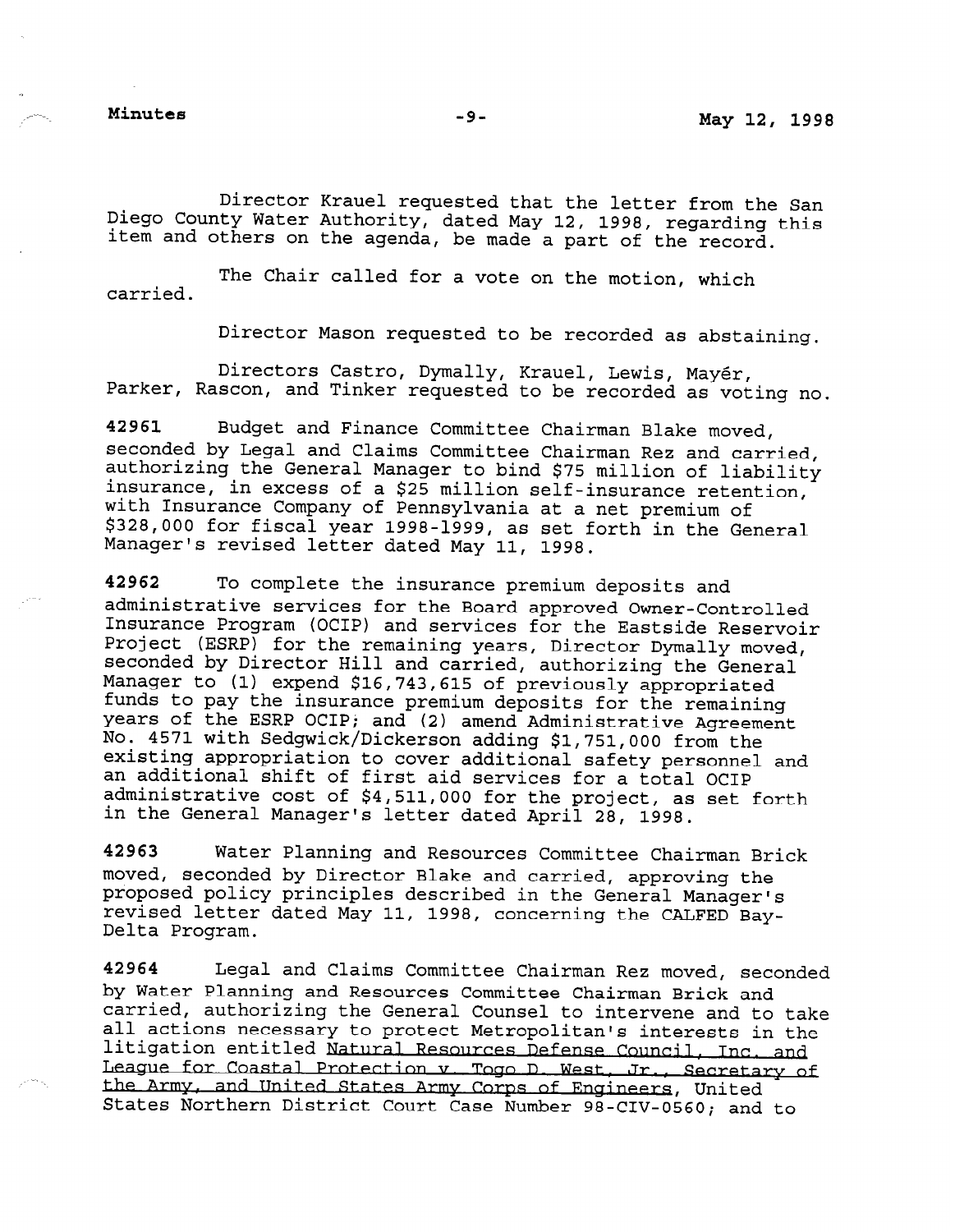Director Krauel requested that the letter from the San Diego County Water Authority, dated May 12, 1998, regarding this item and others on the agenda, be made a part of the record.

The Chair called for a vote on the motion, which carried.

Director Mason requested to be recorded as abstaining.

Directors Castro, Dymally, Krauel, Lewis, Mayér, Parker, Rascon, and Tinker requested to be recorded as voting no.

**42961** Budget and Finance Committee Chairman Blake moved, seconded by Legal and Claims Committee Chairman Rez and carried, authorizing the General Manager to bind $75 million of liability insurance, in excess of a $25 million self-insurance retention, with Insurance Company of Pennsylvania at a net premium of $328,000 for fiscal year 1998-1999, as set forth in the General Manager's revised letter dated May 11, 1998.

**42962** To complete the insurance premium deposits and administrative services for the Board approved Owner-Controlled Insurance Program (OCIP) and services for the Eastside Reservoir Project (ESRP) for the remaining years, Director Dymally moved, seconded by Director Hill and carried, authorizing the General Manager to (1) expend $16,743,615 of previously appropriated funds to pay the insurance premium deposits for the remaining years of the ESRP OCIP; and (2) amend Administrative Agreement No. 4571 with Sedgwick/Dickerson adding $1,751,000 from the existing appropriation to cover additional safety personnel and an additional shift of first aid services for a total OCIP administrative cost of $4,511,000 for the project, as set forth in the General Manager's letter dated April 28, 1998.

**42963** Water Planning and Resources Committee Chairman Brick moved, seconded by Director Blake and carried, approving the proposed policy principles described in the General Manager's revised letter dated May 11, 1998, concerning the CALFED Bay-Delta Program.

**42964** Legal and Claims Committee Chairman Rez moved, seconded by Water Planning and Resources Committee Chairman Brick and carried, authorizing the General Counsel to intervene and to take all actions necessary to protect Metropolitan's interests in the litigation entitled Natural Resources Defense Council, Inc. and League for Coastal Protection v. Togo D. West, Jr., Secretary of the Army, and United States Army Corps of Engineers, United States Northern District Court Case Number 98-CIV-0560; and to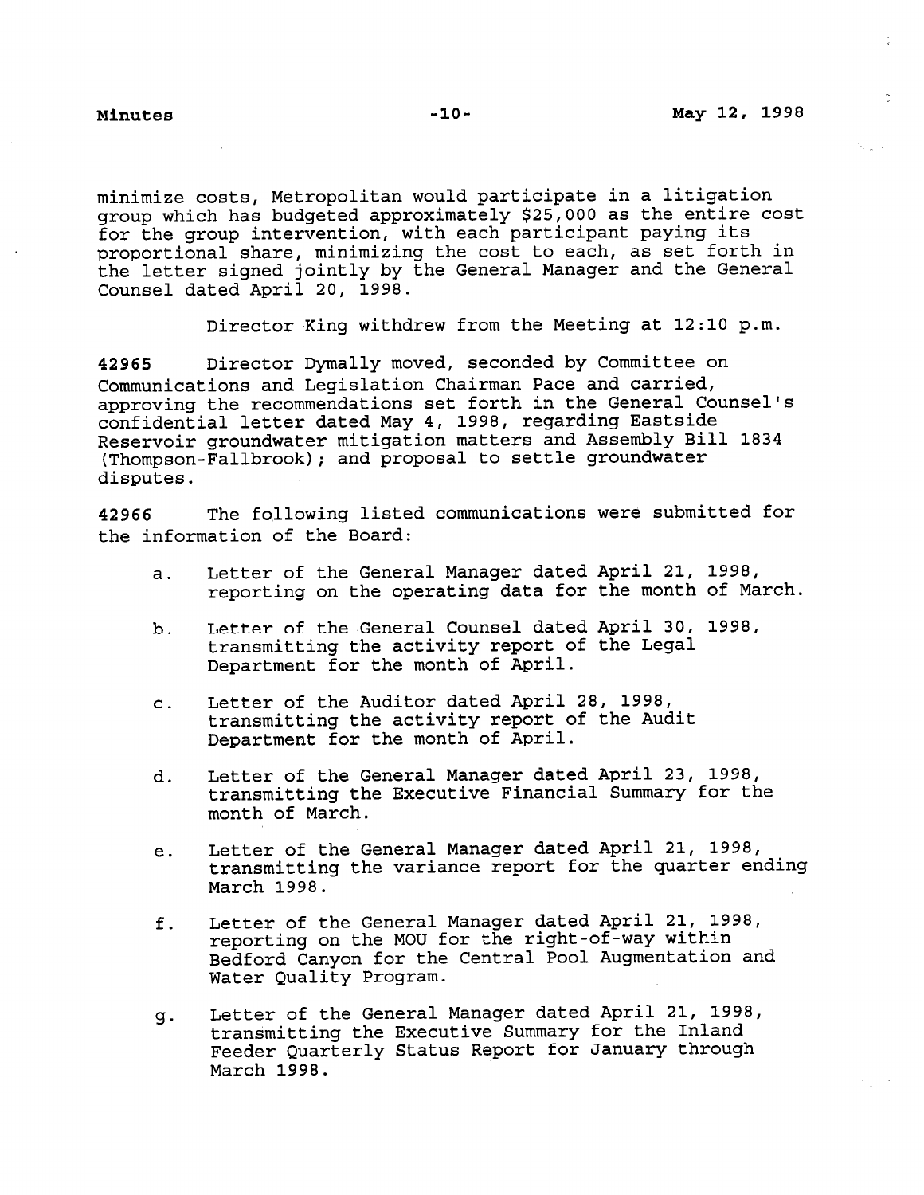minimize costs, Metropolitan would participate in a litigation group which has budgeted approximately $25,000 as the entire cost for the group intervention, with each participant paying its proportional share, minimizing the cost to each, as set forth in the letter signed jointly by the General Manager and the General Counsel dated April 20, 1998.

Director King withdrew from the Meeting at 12:10 p.m.

**42965** Director Dymally moved, seconded by Committee on Communications and Legislation Chairman Pace and carried, approving the recommendations set forth in the General Counsel's confidential letter dated May 4, 1998, regarding Eastside Reservoir groundwater mitigation matters and Assembly Bill 1834 (Thompson-Fallbrook); and proposal to settle groundwater disputes.

**42966** The following listed communications were submitted for the information of the Board:

a. Letter of the General Manager dated April 21, 1998, reporting on the operating data for the month of March.

b. Letter of the General Counsel dated April 30, 1998, transmitting the activity report of the Legal Department for the month of April.

c. Letter of the Auditor dated April 28, 1998, transmitting the activity report of the Audit Department for the month of April.

d. Letter of the General Manager dated April 23, 1998, transmitting the Executive Financial Summary for the month of March.

e. Letter of the General Manager dated April 21, 1998, transmitting the variance report for the quarter ending March 1998.

f. Letter of the General Manager dated April 21, 1998, reporting on the MOU for the right-of-way within Bedford Canyon for the Central Pool Augmentation and Water Quality Program.

g. Letter of the General Manager dated April 21, 1998, transmitting the Executive Summary for the Inland Feeder Quarterly Status Report for January through March 1998.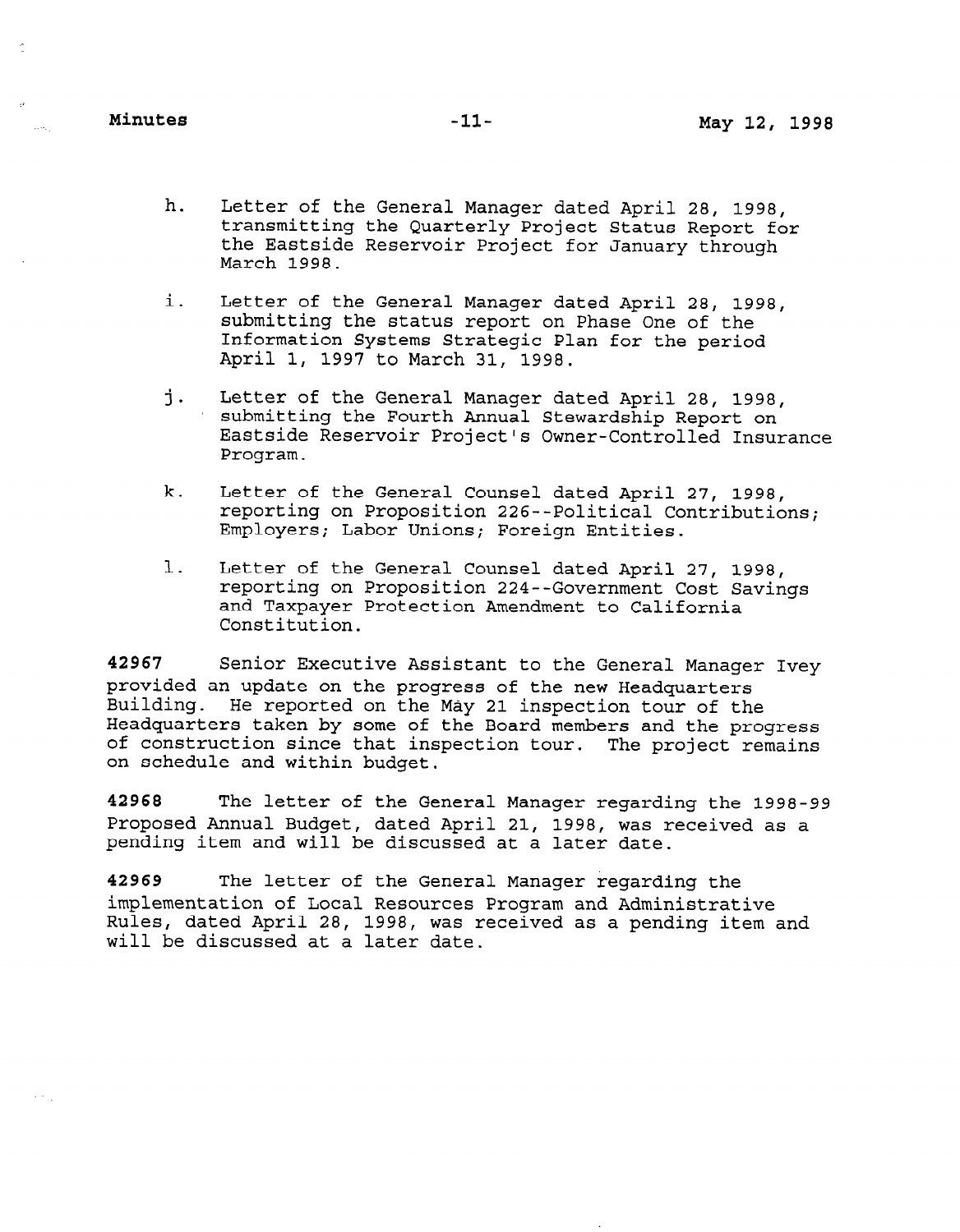h. Letter of the General Manager dated April 28, 1998, transmitting the Quarterly Project Status Report for the Eastside Reservoir Project for January through March 1998.

i. Letter of the General Manager dated April 28, 1998, submitting the status report on Phase One of the Information Systems Strategic Plan for the period April 1, 1997 to March 31, 1998.

j. Letter of the General Manager dated April 28, 1998, submitting the Fourth Annual Stewardship Report on Eastside Reservoir Project's Owner-Controlled Insurance Program.

k. Letter of the General Counsel dated April 27, 1998, reporting on Proposition 226--Political Contributions; Employers; Labor Unions; Foreign Entities.

l. Letter of the General Counsel dated April 27, 1998, reporting on Proposition 224--Government Cost Savings and Taxpayer Protection Amendment to California Constitution.

**42967** Senior Executive Assistant to the General Manager Ivey provided an update on the progress of the new Headquarters Building. He reported on the May 21 inspection tour of the Headquarters taken by some of the Board members and the progress of construction since that inspection tour. The project remains on schedule and within budget.

**42968** The letter of the General Manager regarding the 1998-99 Proposed Annual Budget, dated April 21, 1998, was received as a pending item and will be discussed at a later date.

**42969** The letter of the General Manager regarding the implementation of Local Resources Program and Administrative Rules, dated April 28, 1998, was received as a pending item and will be discussed at a later date.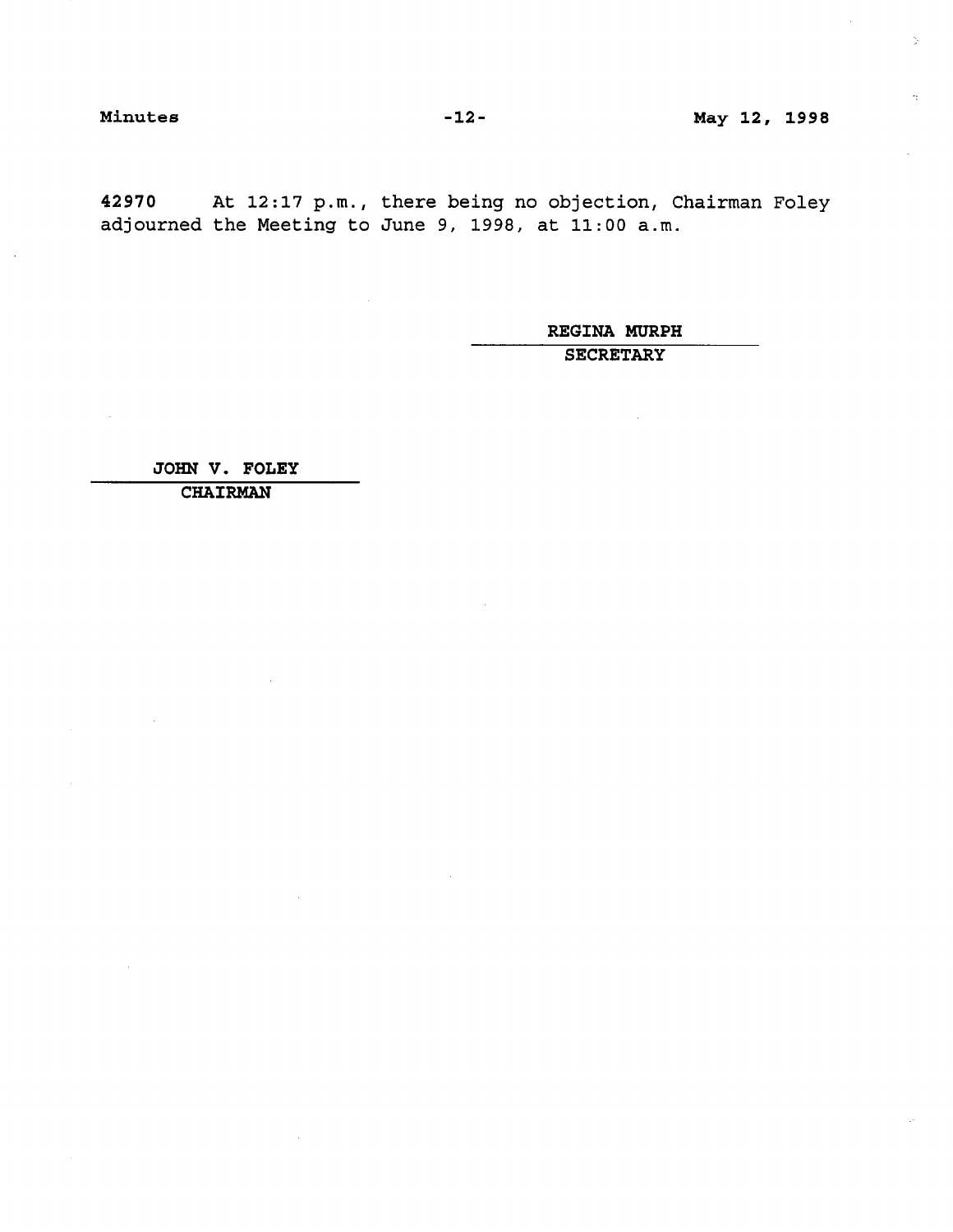**42970** At 12:17 p.m., there being no objection, Chairman Foley adjourned the Meeting to June 9, 1998, at 11:00 a.m.

**REGINA MURPH**
**SECRETARY**

**JOHN V. FOLEY**
**CHAIRMAN**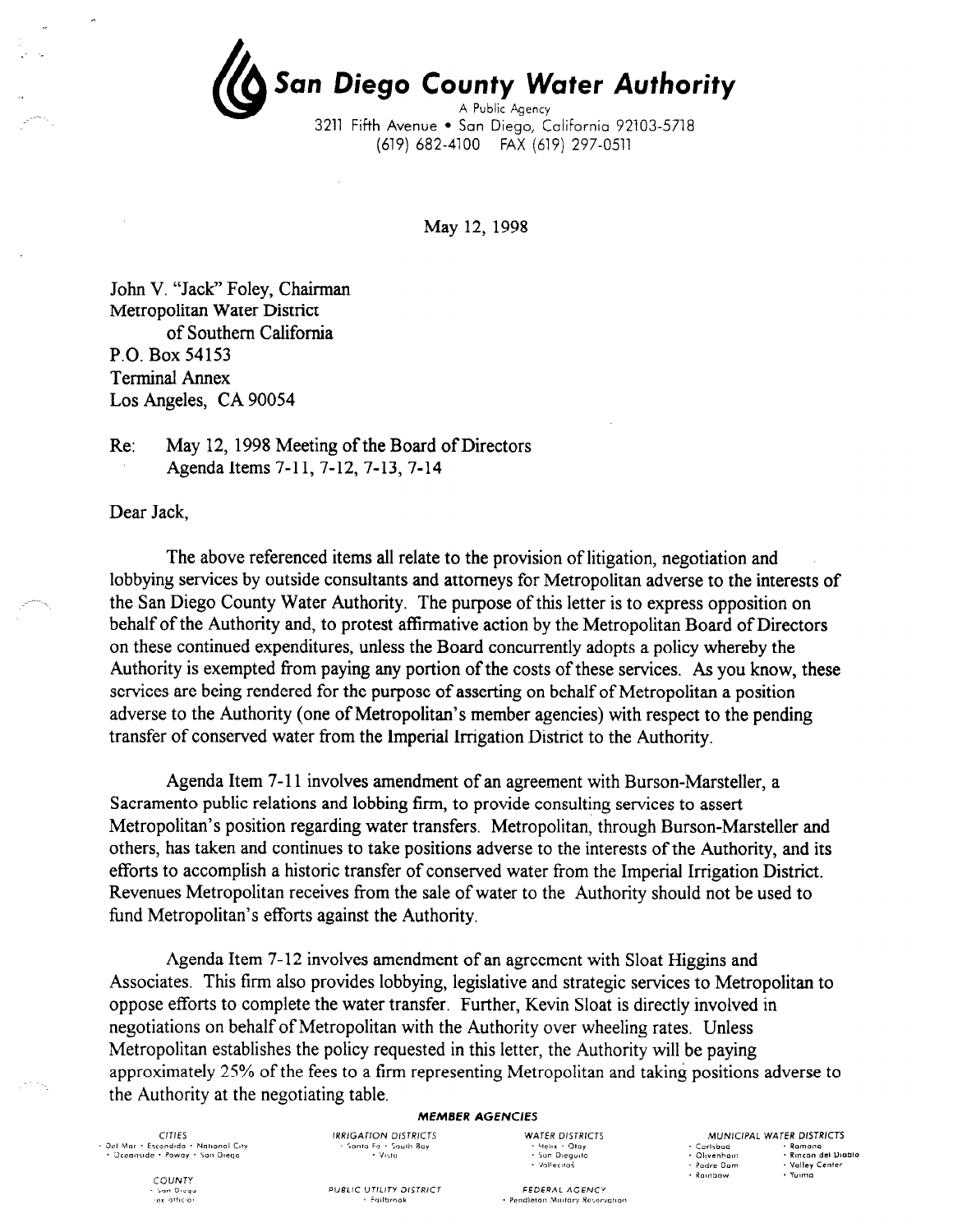# San Diego County Water Authority

A Public Agency
3211 Fifth Avenue • San Diego, California 92103-5718
(619) 682-4100 FAX (619) 297-0511

May 12, 1998

John V. "Jack" Foley, Chairman
Metropolitan Water District
of Southern California
P.O. Box 54153
Terminal Annex
Los Angeles, CA 90054

Re: May 12, 1998 Meeting of the Board of Directors
Agenda Items 7-11, 7-12, 7-13, 7-14

Dear Jack,

The above referenced items all relate to the provision of litigation, negotiation and lobbying services by outside consultants and attorneys for Metropolitan adverse to the interests of the San Diego County Water Authority. The purpose of this letter is to express opposition on behalf of the Authority and, to protest affirmative action by the Metropolitan Board of Directors on these continued expenditures, unless the Board concurrently adopts a policy whereby the Authority is exempted from paying any portion of the costs of these services. As you know, these services are being rendered for the purpose of asserting on behalf of Metropolitan a position adverse to the Authority (one of Metropolitan's member agencies) with respect to the pending transfer of conserved water from the Imperial Irrigation District to the Authority.

Agenda Item 7-11 involves amendment of an agreement with Burson-Marsteller, a Sacramento public relations and lobbing firm, to provide consulting services to assert Metropolitan's position regarding water transfers. Metropolitan, through Burson-Marsteller and others, has taken and continues to take positions adverse to the interests of the Authority, and its efforts to accomplish a historic transfer of conserved water from the Imperial Irrigation District. Revenues Metropolitan receives from the sale of water to the Authority should not be used to fund Metropolitan's efforts against the Authority.

Agenda Item 7-12 involves amendment of an agreement with Sloat Higgins and Associates. This firm also provides lobbying, legislative and strategic services to Metropolitan to oppose efforts to complete the water transfer. Further, Kevin Sloat is directly involved in negotiations on behalf of Metropolitan with the Authority over wheeling rates. Unless Metropolitan establishes the policy requested in this letter, the Authority will be paying approximately 25% of the fees to a firm representing Metropolitan and taking positions adverse to the Authority at the negotiating table.

**MEMBER AGENCIES**

| CITIES | IRRIGATION DISTRICTS | WATER DISTRICTS | MUNICIPAL WATER DISTRICTS | |
|---|---|---|---|---|
| • Del Mar • Escondido • National City | • Santa Fe • South Bay | • Helix • Otay | • Carlsbad | • Ramona |
| • Oceanside • Poway • San Diego | • Vista | • San Dieguito | • Olivenhain | • Rincon del Diablo |
| | | • Vallecitos | • Padre Dam | • Valley Center |
| | | | • Rainbow | • Yuima |
| COUNTY | PUBLIC UTILITY DISTRICT | FEDERAL AGENCY | | |
| • San Diego (ex officio) | • Fallbrook | • Pendleton Military Reservation | | |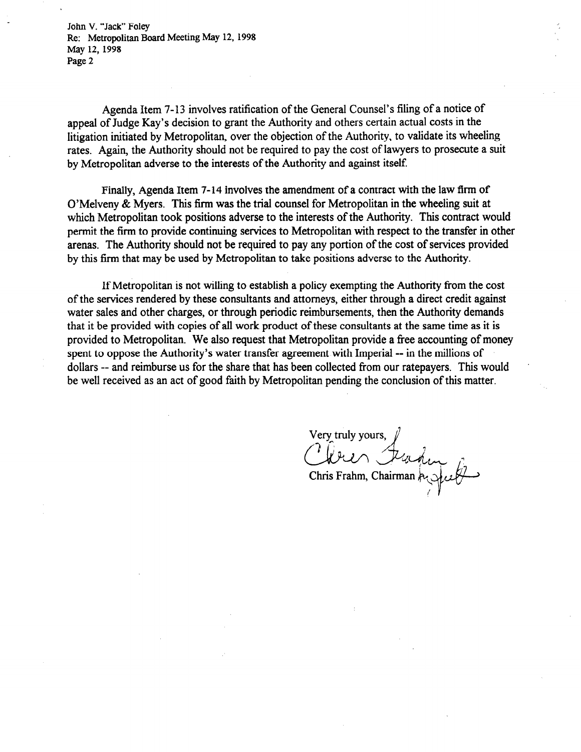Agenda Item 7-13 involves ratification of the General Counsel's filing of a notice of appeal of Judge Kay's decision to grant the Authority and others certain actual costs in the litigation initiated by Metropolitan, over the objection of the Authority, to validate its wheeling rates. Again, the Authority should not be required to pay the cost of lawyers to prosecute a suit by Metropolitan adverse to the interests of the Authority and against itself.

Finally, Agenda Item 7-14 involves the amendment of a contract with the law firm of O'Melveny & Myers. This firm was the trial counsel for Metropolitan in the wheeling suit at which Metropolitan took positions adverse to the interests of the Authority. This contract would permit the firm to provide continuing services to Metropolitan with respect to the transfer in other arenas. The Authority should not be required to pay any portion of the cost of services provided by this firm that may be used by Metropolitan to take positions adverse to the Authority.

If Metropolitan is not willing to establish a policy exempting the Authority from the cost of the services rendered by these consultants and attorneys, either through a direct credit against water sales and other charges, or through periodic reimbursements, then the Authority demands that it be provided with copies of all work product of these consultants at the same time as it is provided to Metropolitan. We also request that Metropolitan provide a free accounting of money spent to oppose the Authority's water transfer agreement with Imperial -- in the millions of dollars -- and reimburse us for the share that has been collected from our ratepayers. This would be well received as an act of good faith by Metropolitan pending the conclusion of this matter.

Very truly yours,

Chris Frahm, Chairman